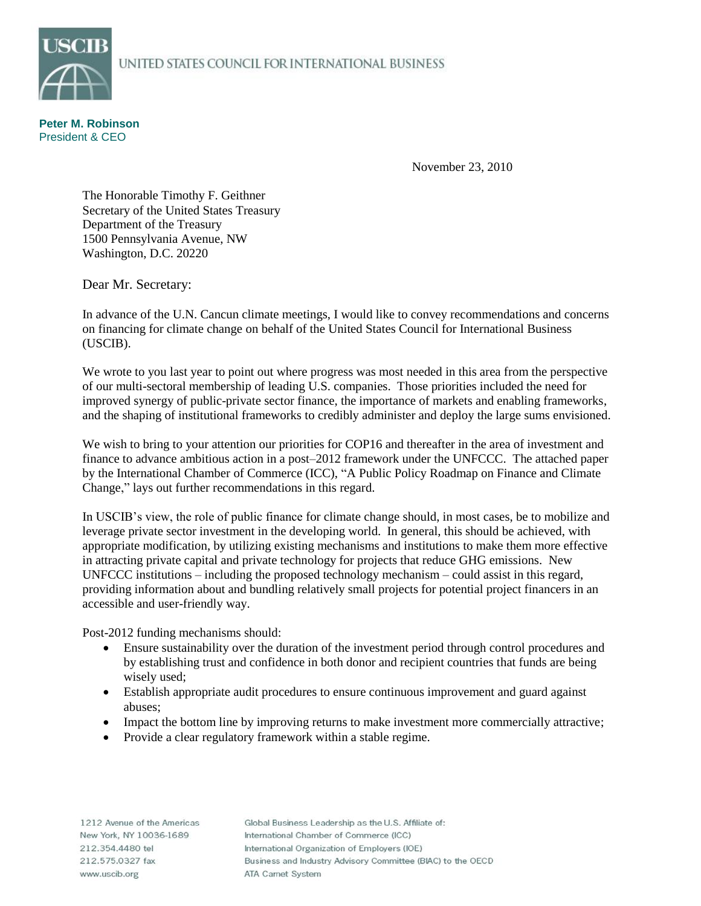USCIB

UNITED STATES COUNCIL FOR INTERNATIONAL BUSINESS

**Peter M. Robinson**
President & CEO

November 23, 2010

The Honorable Timothy F. Geithner
Secretary of the United States Treasury
Department of the Treasury
1500 Pennsylvania Avenue, NW
Washington, D.C. 20220

Dear Mr. Secretary:

In advance of the U.N. Cancun climate meetings, I would like to convey recommendations and concerns on financing for climate change on behalf of the United States Council for International Business (USCIB).

We wrote to you last year to point out where progress was most needed in this area from the perspective of our multi-sectoral membership of leading U.S. companies. Those priorities included the need for improved synergy of public-private sector finance, the importance of markets and enabling frameworks, and the shaping of institutional frameworks to credibly administer and deploy the large sums envisioned.

We wish to bring to your attention our priorities for COP16 and thereafter in the area of investment and finance to advance ambitious action in a post–2012 framework under the UNFCCC. The attached paper by the International Chamber of Commerce (ICC), "A Public Policy Roadmap on Finance and Climate Change," lays out further recommendations in this regard.

In USCIB's view, the role of public finance for climate change should, in most cases, be to mobilize and leverage private sector investment in the developing world. In general, this should be achieved, with appropriate modification, by utilizing existing mechanisms and institutions to make them more effective in attracting private capital and private technology for projects that reduce GHG emissions. New UNFCCC institutions – including the proposed technology mechanism – could assist in this regard, providing information about and bundling relatively small projects for potential project financers in an accessible and user-friendly way.

Post-2012 funding mechanisms should:

- Ensure sustainability over the duration of the investment period through control procedures and by establishing trust and confidence in both donor and recipient countries that funds are being wisely used;
- Establish appropriate audit procedures to ensure continuous improvement and guard against abuses;
- Impact the bottom line by improving returns to make investment more commercially attractive;
- Provide a clear regulatory framework within a stable regime.

1212 Avenue of the Americas
New York, NY 10036-1689
212.354.4480 tel
212.575.0327 fax
www.uscib.org

Global Business Leadership as the U.S. Affiliate of:
International Chamber of Commerce (ICC)
International Organization of Employers (IOE)
Business and Industry Advisory Committee (BIAC) to the OECD
ATA Carnet System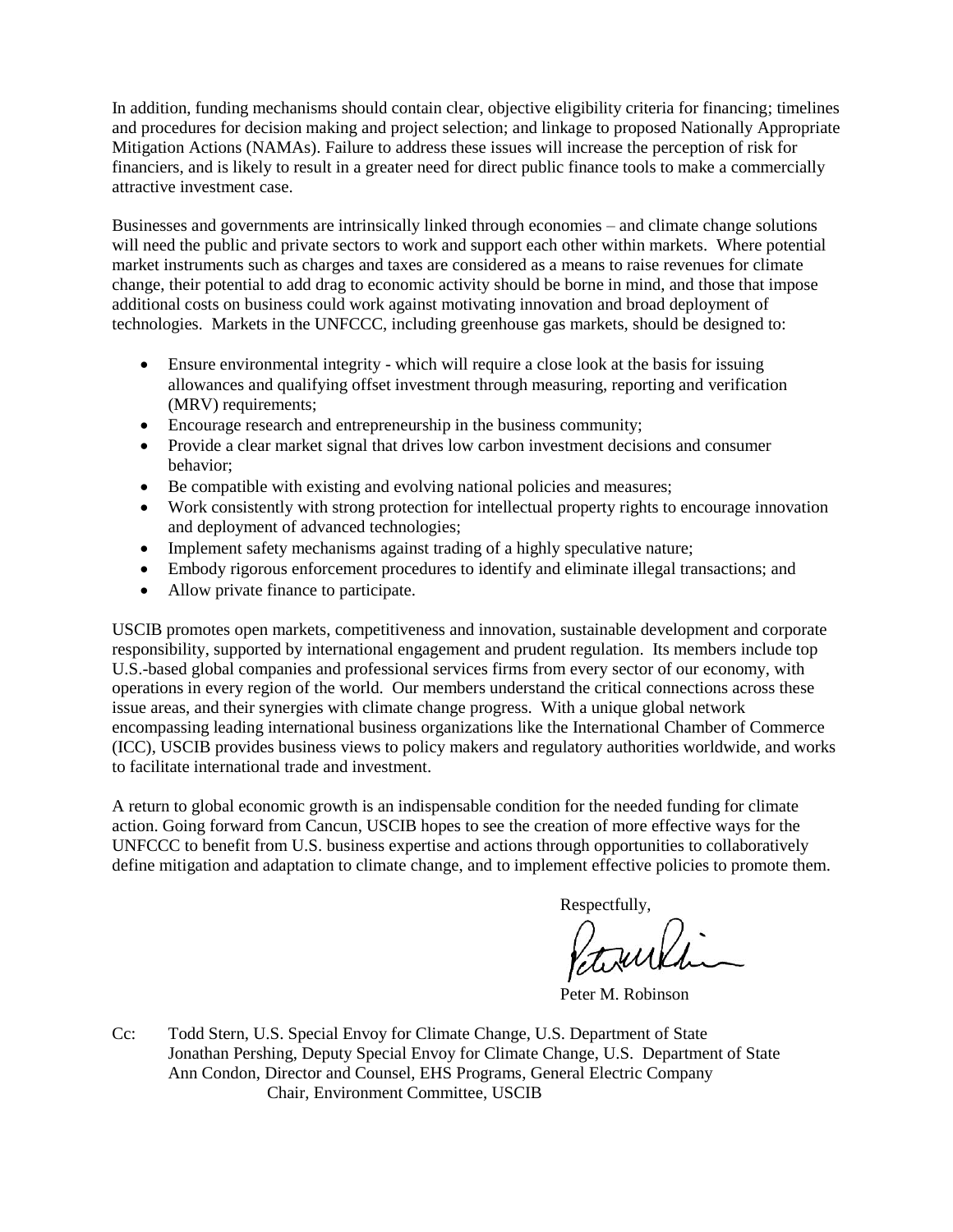In addition, funding mechanisms should contain clear, objective eligibility criteria for financing; timelines and procedures for decision making and project selection; and linkage to proposed Nationally Appropriate Mitigation Actions (NAMAs). Failure to address these issues will increase the perception of risk for financiers, and is likely to result in a greater need for direct public finance tools to make a commercially attractive investment case.

Businesses and governments are intrinsically linked through economies – and climate change solutions will need the public and private sectors to work and support each other within markets. Where potential market instruments such as charges and taxes are considered as a means to raise revenues for climate change, their potential to add drag to economic activity should be borne in mind, and those that impose additional costs on business could work against motivating innovation and broad deployment of technologies. Markets in the UNFCCC, including greenhouse gas markets, should be designed to:

- Ensure environmental integrity - which will require a close look at the basis for issuing allowances and qualifying offset investment through measuring, reporting and verification (MRV) requirements;
- Encourage research and entrepreneurship in the business community;
- Provide a clear market signal that drives low carbon investment decisions and consumer behavior;
- Be compatible with existing and evolving national policies and measures;
- Work consistently with strong protection for intellectual property rights to encourage innovation and deployment of advanced technologies;
- Implement safety mechanisms against trading of a highly speculative nature;
- Embody rigorous enforcement procedures to identify and eliminate illegal transactions; and
- Allow private finance to participate.

USCIB promotes open markets, competitiveness and innovation, sustainable development and corporate responsibility, supported by international engagement and prudent regulation. Its members include top U.S.-based global companies and professional services firms from every sector of our economy, with operations in every region of the world. Our members understand the critical connections across these issue areas, and their synergies with climate change progress. With a unique global network encompassing leading international business organizations like the International Chamber of Commerce (ICC), USCIB provides business views to policy makers and regulatory authorities worldwide, and works to facilitate international trade and investment.

A return to global economic growth is an indispensable condition for the needed funding for climate action. Going forward from Cancun, USCIB hopes to see the creation of more effective ways for the UNFCCC to benefit from U.S. business expertise and actions through opportunities to collaboratively define mitigation and adaptation to climate change, and to implement effective policies to promote them.

Respectfully,

Peter M. Robinson

Cc: Todd Stern, U.S. Special Envoy for Climate Change, U.S. Department of State
Jonathan Pershing, Deputy Special Envoy for Climate Change, U.S. Department of State
Ann Condon, Director and Counsel, EHS Programs, General Electric Company
Chair, Environment Committee, USCIB